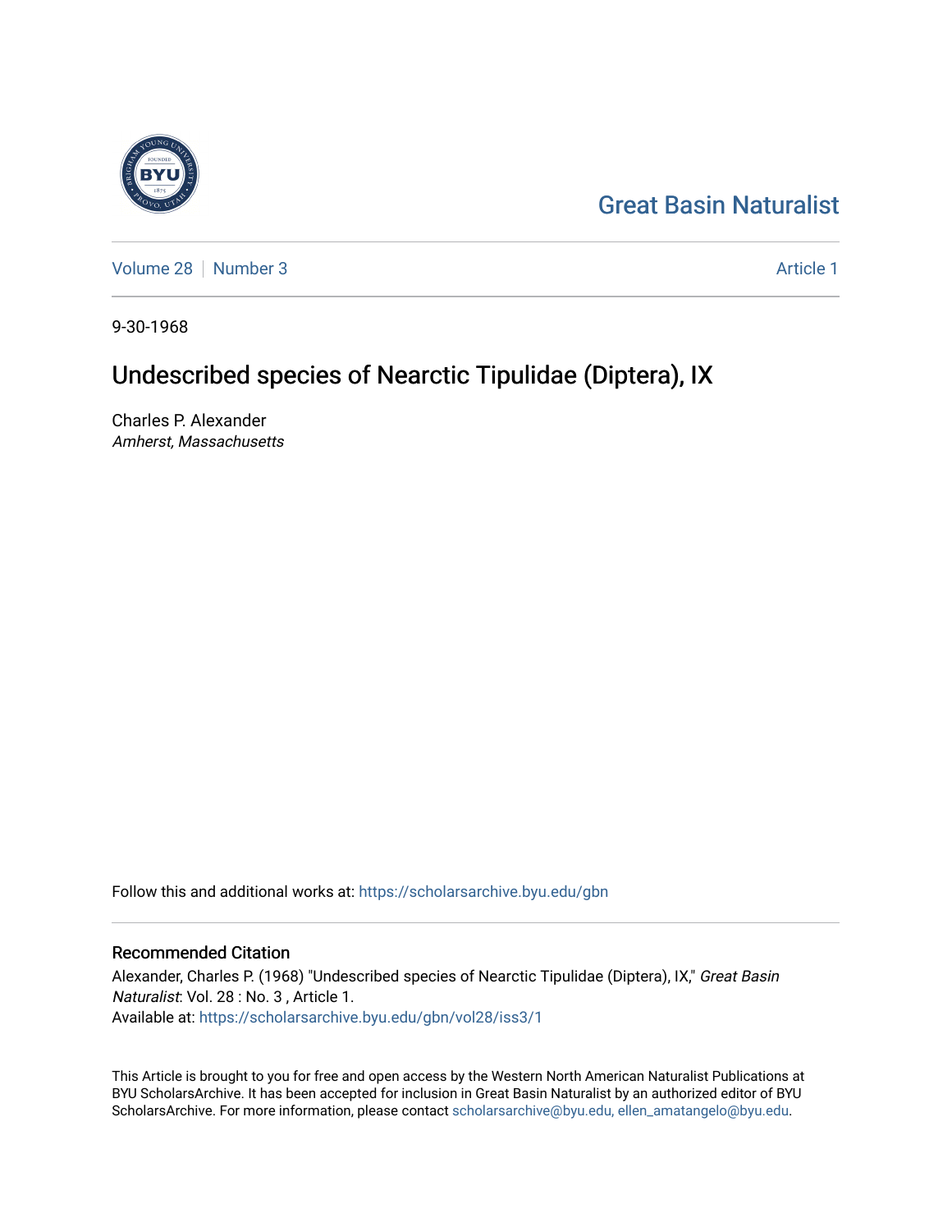Great Basin Naturalist

Volume 28 | Number 3 — Article 1

9-30-1968

# Undescribed species of Nearctic Tipulidae (Diptera), IX

Charles P. Alexander
*Amherst, Massachusetts*

Follow this and additional works at: https://scholarsarchive.byu.edu/gbn

## Recommended Citation

Alexander, Charles P. (1968) "Undescribed species of Nearctic Tipulidae (Diptera), IX," *Great Basin Naturalist*: Vol. 28 : No. 3 , Article 1.
Available at: https://scholarsarchive.byu.edu/gbn/vol28/iss3/1

This Article is brought to you for free and open access by the Western North American Naturalist Publications at BYU ScholarsArchive. It has been accepted for inclusion in Great Basin Naturalist by an authorized editor of BYU ScholarsArchive. For more information, please contact scholarsarchive@byu.edu, ellen_amatangelo@byu.edu.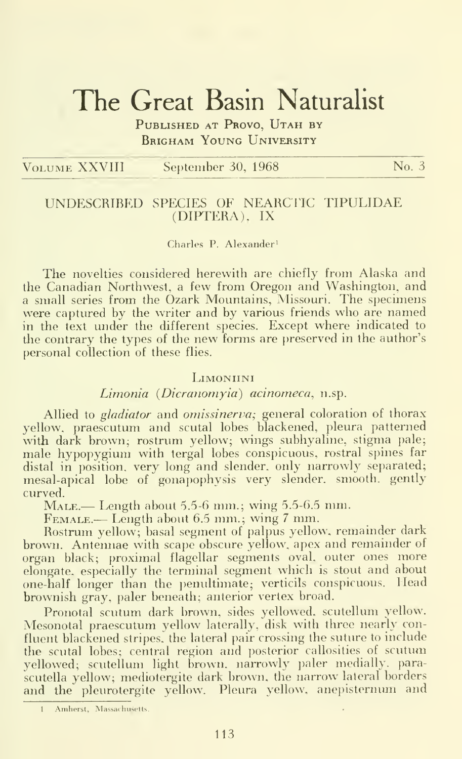# The Great Basin Naturalist

PUBLISHED AT PROVO, UTAH BY
BRIGHAM YOUNG UNIVERSITY

VOLUME XXVIII September 30, 1968 No. 3

## UNDESCRIBED SPECIES OF NEARCTIC TIPULIDAE (DIPTERA), IX

Charles P. Alexander[1]

The novelties considered herewith are chiefly from Alaska and the Canadian Northwest, a few from Oregon and Washington, and a small series from the Ozark Mountains, Missouri. The specimens were captured by the writer and by various friends who are named in the text under the different species. Except where indicated to the contrary the types of the new forms are preserved in the author's personal collection of these flies.

### LIMONIINI

#### *Limonia (Dicranomyia) acinomeca*, n.sp.

Allied to *gladiator* and *omissinerva;* general coloration of thorax yellow, praescutum and scutal lobes blackened, pleura patterned with dark brown; rostrum yellow; wings subhyaline, stigma pale; male hypopygium with tergal lobes conspicuous, rostral spines far distal in position, very long and slender, only narrowly separated; mesal-apical lobe of gonapophysis very slender, smooth, gently curved.

MALE.— Length about 5.5-6 mm.; wing 5.5-6.5 mm.

FEMALE.— Length about 6.5 mm.; wing 7 mm.

Rostrum yellow; basal segment of palpus yellow, remainder dark brown. Antennae with scape obscure yellow, apex and remainder of organ black; proximal flagellar segments oval, outer ones more elongate, especially the terminal segment which is stout and about one-half longer than the penultimate; verticils conspicuous. Head brownish gray, paler beneath; anterior vertex broad.

Pronotal scutum dark brown, sides yellowed, scutellum yellow. Mesonotal praescutum yellow laterally, disk with three nearly confluent blackened stripes, the lateral pair crossing the suture to include the scutal lobes; central region and posterior callosities of scutum yellowed; scutellum light brown, narrowly paler medially, parascutella yellow; mediotergite dark brown, the narrow lateral borders and the pleurotergite yellow. Pleura yellow, anepisternum and

[1] Amherst, Massachusetts.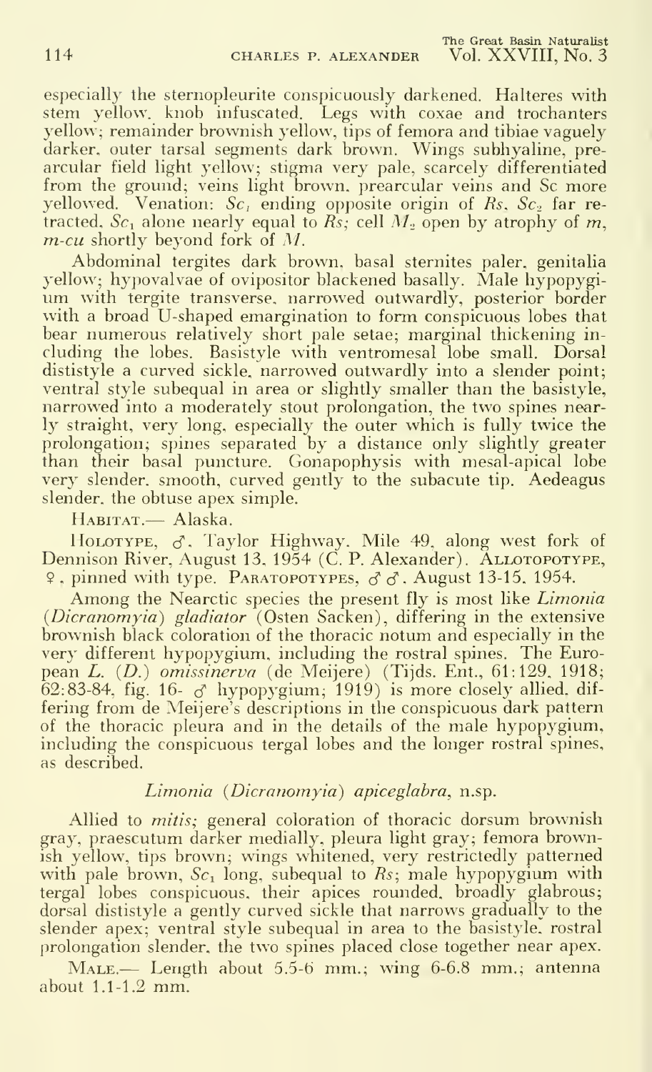especially the sternopleurite conspicuously darkened. Halteres with stem yellow, knob infuscated. Legs with coxae and trochanters yellow; remainder brownish yellow, tips of femora and tibiae vaguely darker, outer tarsal segments dark brown. Wings subhyaline, prearcular field light yellow; stigma very pale, scarcely differentiated from the ground; veins light brown, prearcular veins and Sc more yellowed. Venation: $Sc_1$ ending opposite origin of *Rs*, $Sc_2$ far retracted, $Sc_1$ alone nearly equal to *Rs*; cell $M_2$ open by atrophy of *m*, *m-cu* shortly beyond fork of *M*.

Abdominal tergites dark brown, basal sternites paler, genitalia yellow; hypovalvae of ovipositor blackened basally. Male hypopygium with tergite transverse, narrowed outwardly, posterior border with a broad U-shaped emargination to form conspicuous lobes that bear numerous relatively short pale setae; marginal thickening including the lobes. Basistyle with ventromesal lobe small. Dorsal dististyle a curved sickle, narrowed outwardly into a slender point; ventral style subequal in area or slightly smaller than the basistyle, narrowed into a moderately stout prolongation, the two spines nearly straight, very long, especially the outer which is fully twice the prolongation; spines separated by a distance only slightly greater than their basal puncture. Gonapophysis with mesal-apical lobe very slender, smooth, curved gently to the subacute tip. Aedeagus slender, the obtuse apex simple.

HABITAT.— Alaska.

HOLOTYPE, ♂, Taylor Highway, Mile 49, along west fork of Dennison River, August 13, 1954 (C. P. Alexander). ALLOTOPOTYPE, ♀, pinned with type. PARATOPOTYPES, ♂♂, August 13-15, 1954.

Among the Nearctic species the present fly is most like *Limonia* (*Dicranomyia*) *gladiator* (Osten Sacken), differing in the extensive brownish black coloration of the thoracic notum and especially in the very different hypopygium, including the rostral spines. The European *L.* (*D.*) *omissinerva* (de Meijere) (Tijds. Ent., 61:129, 1918; 62:83-84, fig. 16- ♂ hypopygium; 1919) is more closely allied, differing from de Meijere's descriptions in the conspicuous dark pattern of the thoracic pleura and in the details of the male hypopygium, including the conspicuous tergal lobes and the longer rostral spines, as described.

### *Limonia* (*Dicranomyia*) *apiceglabra*, n.sp.

Allied to *mitis*; general coloration of thoracic dorsum brownish gray, praescutum darker medially, pleura light gray; femora brownish yellow, tips brown; wings whitened, very restrictedly patterned with pale brown, $Sc_1$ long, subequal to *Rs*; male hypopygium with tergal lobes conspicuous, their apices rounded, broadly glabrous; dorsal dististyle a gently curved sickle that narrows gradually to the slender apex; ventral style subequal in area to the basistyle, rostral prolongation slender, the two spines placed close together near apex.

MALE.— Length about 5.5-6 mm.; wing 6-6.8 mm.; antenna about 1.1-1.2 mm.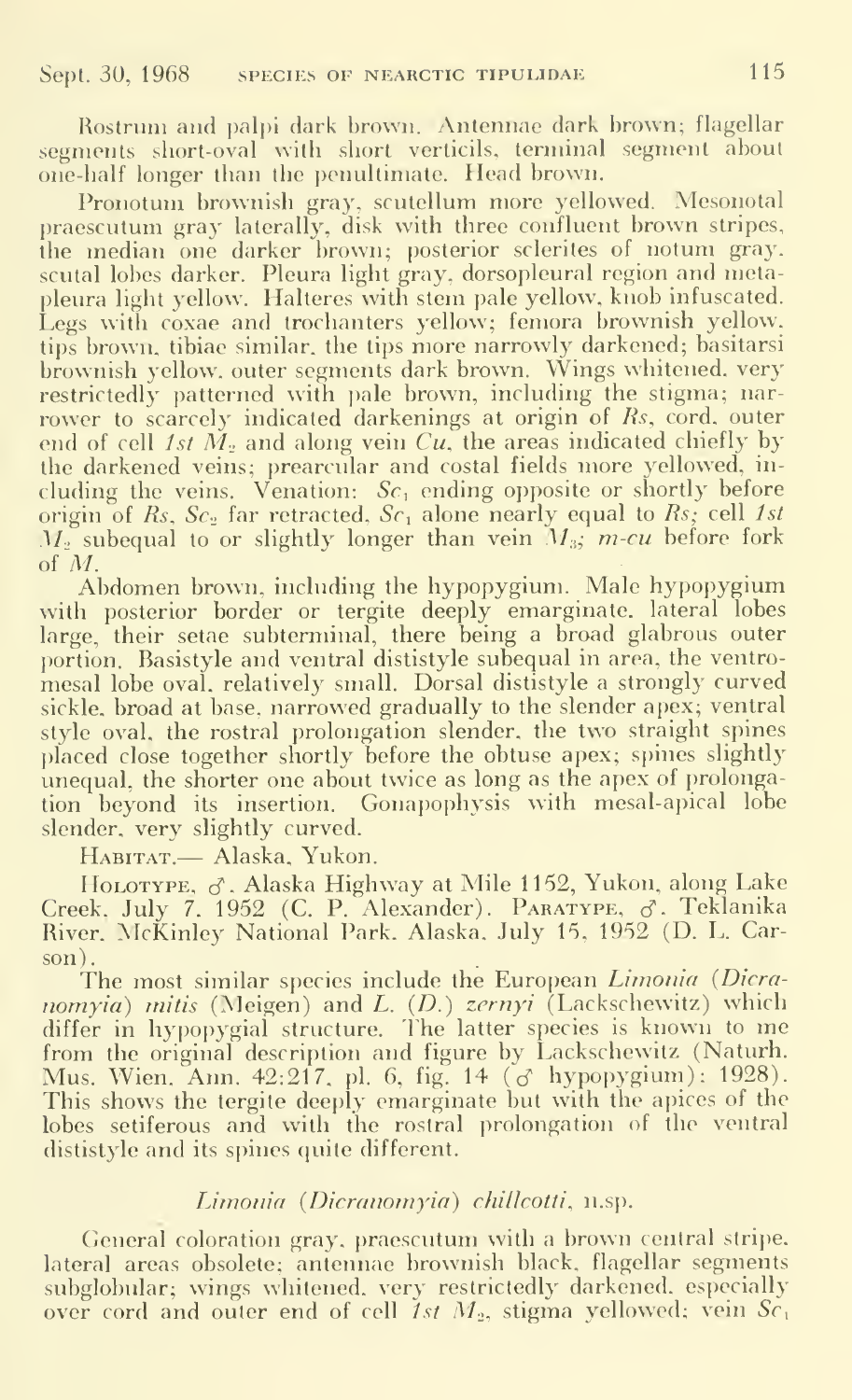Rostrum and palpi dark brown. Antennae dark brown; flagellar segments short-oval with short verticils, terminal segment about one-half longer than the penultimate. Head brown.

Pronotum brownish gray, scutellum more yellowed. Mesonotal praescutum gray laterally, disk with three confluent brown stripes, the median one darker brown; posterior sclerites of notum gray, scutal lobes darker. Pleura light gray, dorsopleural region and metapleura light yellow. Halteres with stem pale yellow, knob infuscated. Legs with coxae and trochanters yellow; femora brownish yellow, tips brown, tibiae similar, the tips more narrowly darkened; basitarsi brownish yellow, outer segments dark brown. Wings whitened, very restrictedly patterned with pale brown, including the stigma; narrower to scarcely indicated darkenings at origin of *Rs*, cord, outer end of cell *1st* $M_2$ and along vein *Cu*, the areas indicated chiefly by the darkened veins; prearcular and costal fields more yellowed, including the veins. Venation: $Sc_1$ ending opposite or shortly before origin of *Rs*, $Sc_2$ far retracted, $Sc_1$ alone nearly equal to *Rs*; cell *1st* $M_2$ subequal to or slightly longer than vein $M_3$; *m-cu* before fork of *M*.

Abdomen brown, including the hypopygium. Male hypopygium with posterior border or tergite deeply emarginate, lateral lobes large, their setae subterminal, there being a broad glabrous outer portion. Basistyle and ventral dististyle subequal in area, the ventromesal lobe oval, relatively small. Dorsal dististyle a strongly curved sickle, broad at base, narrowed gradually to the slender apex; ventral style oval, the rostral prolongation slender, the two straight spines placed close together shortly before the obtuse apex; spines slightly unequal, the shorter one about twice as long as the apex of prolongation beyond its insertion. Gonapophysis with mesal-apical lobe slender, very slightly curved.

Habitat.— Alaska, Yukon.

Holotype, ♂, Alaska Highway at Mile 1152, Yukon, along Lake Creek, July 7, 1952 (C. P. Alexander). Paratype, ♂, Teklanika River, McKinley National Park, Alaska, July 15, 1952 (D. L. Carson).

The most similar species include the European *Limonia* (*Dicranomyia*) *mitis* (Meigen) and *L.* (*D.*) *zernyi* (Lackschewitz) which differ in hypopygial structure. The latter species is known to me from the original description and figure by Lackschewitz (Naturh. Mus. Wien. Ann. 42:217, pl. 6, fig. 14 (♂ hypopygium); 1928). This shows the tergite deeply emarginate but with the apices of the lobes setiferous and with the rostral prolongation of the ventral dististyle and its spines quite different.

### *Limonia* (*Dicranomyia*) *chillcotti*, n.sp.

General coloration gray, praescutum with a brown central stripe, lateral areas obsolete; antennae brownish black, flagellar segments subglobular; wings whitened, very restrictedly darkened, especially over cord and outer end of cell *1st* $M_2$, stigma yellowed; vein $Sc_1$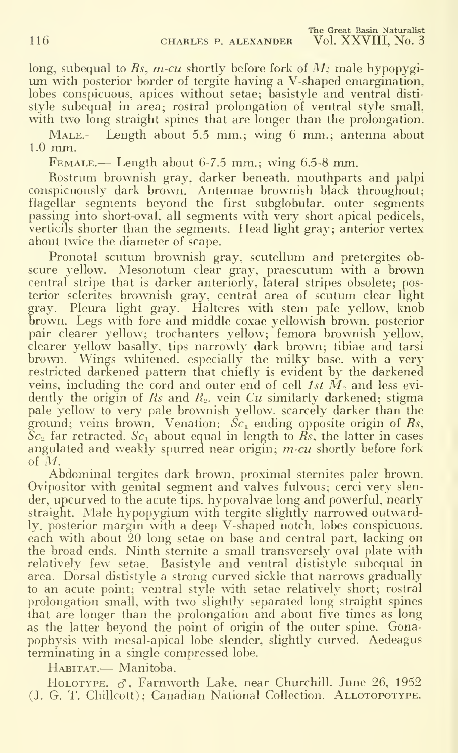long, subequal to *Rs*, *m-cu* shortly before fork of *M*; male hypopygium with posterior border of tergite having a V-shaped emargination, lobes conspicuous, apices without setae; basistyle and ventral dististyle subequal in area; rostral prolongation of ventral style small, with two long straight spines that are longer than the prolongation.

MALE.— Length about 5.5 mm.; wing 6 mm.; antenna about 1.0 mm.

FEMALE.— Length about 6-7.5 mm.; wing 6.5-8 mm.

Rostrum brownish gray, darker beneath, mouthparts and palpi conspicuously dark brown. Antennae brownish black throughout; flagellar segments beyond the first subglobular, outer segments passing into short-oval, all segments with very short apical pedicels, verticils shorter than the segments. Head light gray; anterior vertex about twice the diameter of scape.

Pronotal scutum brownish gray, scutellum and pretergites obscure yellow. Mesonotum clear gray, praescutum with a brown central stripe that is darker anteriorly, lateral stripes obsolete; posterior sclerites brownish gray, central area of scutum clear light gray. Pleura light gray. Halteres with stem pale yellow, knob brown. Legs with fore and middle coxae yellowish brown, posterior pair clearer yellow; trochanters yellow; femora brownish yellow, clearer yellow basally, tips narrowly dark brown; tibiae and tarsi brown. Wings whitened, especially the milky base, with a very restricted darkened pattern that chiefly is evident by the darkened veins, including the cord and outer end of cell *1st* $M_2$ and less evidently the origin of *Rs* and $R_2$, vein *Cu* similarly darkened; stigma pale yellow to very pale brownish yellow, scarcely darker than the ground; veins brown. Venation: $Sc_1$ ending opposite origin of *Rs*, $Sc_2$ far retracted. $Sc_1$ about equal in length to *Rs*, the latter in cases angulated and weakly spurred near origin; *m-cu* shortly before fork of *M*.

Abdominal tergites dark brown, proximal sternites paler brown. Ovipositor with genital segment and valves fulvous; cerci very slender, upcurved to the acute tips, hypovalvae long and powerful, nearly straight. Male hypopygium with tergite slightly narrowed outwardly, posterior margin with a deep V-shaped notch, lobes conspicuous, each with about 20 long setae on base and central part, lacking on the broad ends. Ninth sternite a small transversely oval plate with relatively few setae. Basistyle and ventral dististyle subequal in area. Dorsal dististyle a strong curved sickle that narrows gradually to an acute point; ventral style with setae relatively short; rostral prolongation small, with two slightly separated long straight spines that are longer than the prolongation and about five times as long as the latter beyond the point of origin of the outer spine. Gonapophysis with mesal-apical lobe slender, slightly curved. Aedeagus terminating in a single compressed lobe.

HABITAT.— Manitoba.

HOLOTYPE, ♂, Farnworth Lake, near Churchill, June 26, 1952 (J. G. T. Chillcott); Canadian National Collection. ALLOTOPOTYPE.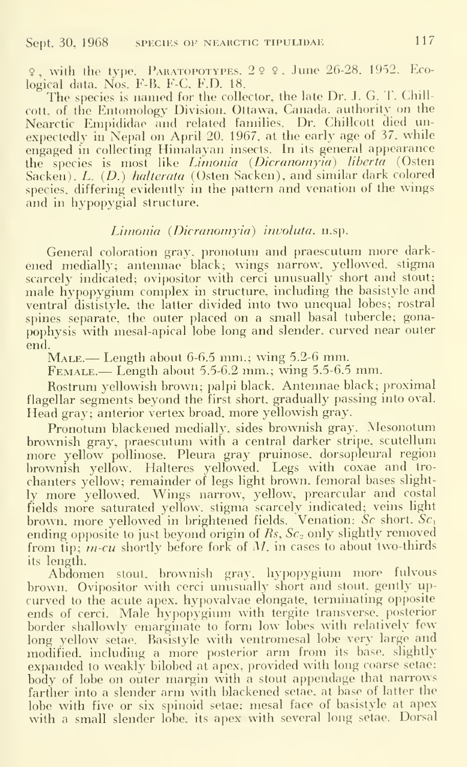♀, with the type. PARATOPOTYPES, 2 ♀ ♀, June 26-28, 1952. Ecological data, Nos. F-B, F-C, F.D. 18.

The species is named for the collector, the late Dr. J. G. T. Chillcott, of the Entomology Division, Ottawa, Canada, authority on the Nearctic Empididae and related families. Dr. Chillcott died unexpectedly in Nepal on April 20, 1967, at the early age of 37, while engaged in collecting Himalayan insects. In its general appearance the species is most like *Limonia* (*Dicranomyia*) *liberta* (Osten Sacken), *L.* (*D.*) *halterata* (Osten Sacken), and similar dark colored species, differing evidently in the pattern and venation of the wings and in hypopygial structure.

### *Limonia* (*Dicranomyia*) *involuta*, n.sp.

General coloration gray, pronotum and praescutum more darkened medially; antennae black; wings narrow, yellowed, stigma scarcely indicated; ovipositor with cerci unusually short and stout; male hypopygium complex in structure, including the basistyle and ventral dististyle, the latter divided into two unequal lobes; rostral spines separate, the outer placed on a small basal tubercle; gonapophysis with mesal-apical lobe long and slender, curved near outer end.

MALE.— Length about 6-6.5 mm.; wing 5.2-6 mm.

FEMALE.— Length about 5.5-6.2 mm.; wing 5.5-6.5 mm.

Rostrum yellowish brown; palpi black. Antennae black; proximal flagellar segments beyond the first short, gradually passing into oval. Head gray; anterior vertex broad, more yellowish gray.

Pronotum blackened medially, sides brownish gray. Mesonotum brownish gray, praescutum with a central darker stripe, scutellum more yellow pollinose. Pleura gray pruinose, dorsopleural region brownish yellow. Halteres yellowed. Legs with coxae and trochanters yellow; remainder of legs light brown, femoral bases slightly more yellowed. Wings narrow, yellow, prearcular and costal fields more saturated yellow, stigma scarcely indicated; veins light brown, more yellowed in brightened fields. Venation: *Sc* short, $Sc_1$ ending opposite to just beyond origin of *Rs*, $Sc_2$ only slightly removed from tip; *m-cu* shortly before fork of *M*, in cases to about two-thirds its length.

Abdomen stout, brownish gray, hypopygium more fulvous brown. Ovipositor with cerci unusually short and stout, gently upcurved to the acute apex, hypovalvae elongate, terminating opposite ends of cerci. Male hypopygium with tergite transverse, posterior border shallowly emarginate to form low lobes with relatively few long yellow setae. Basistyle with ventromesal lobe very large and modified, including a more posterior arm from its base, slightly expanded to weakly bilobed at apex, provided with long coarse setae; body of lobe on outer margin with a stout appendage that narrows farther into a slender arm with blackened setae, at base of latter the lobe with five or six spinoid setae; mesal face of basistyle at apex with a small slender lobe, its apex with several long setae. Dorsal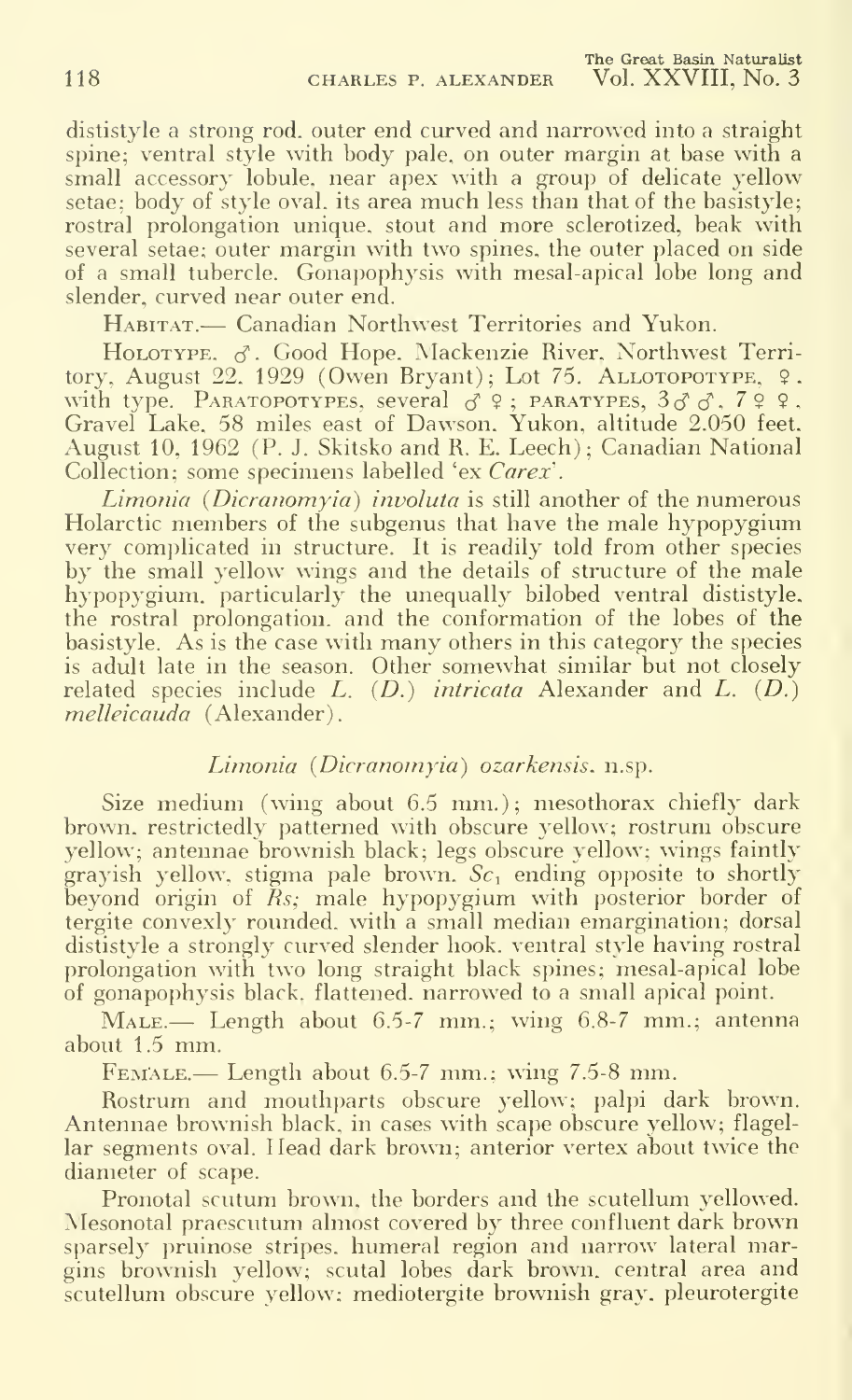dististyle a strong rod, outer end curved and narrowed into a straight spine; ventral style with body pale, on outer margin at base with a small accessory lobule, near apex with a group of delicate yellow setae; body of style oval, its area much less than that of the basistyle; rostral prolongation unique, stout and more sclerotized, beak with several setae; outer margin with two spines, the outer placed on side of a small tubercle. Gonapophysis with mesal-apical lobe long and slender, curved near outer end.

HABITAT.— Canadian Northwest Territories and Yukon.

HOLOTYPE, ♂. Good Hope, Mackenzie River, Northwest Territory, August 22, 1929 (Owen Bryant); Lot 75. ALLOTOPOTYPE, ♀, with type. PARATOPOTYPES, several ♂ ♀; PARATYPES, 3♂♂, 7♀♀, Gravel Lake, 58 miles east of Dawson, Yukon, altitude 2,050 feet, August 10, 1962 (P. J. Skitsko and R. E. Leech); Canadian National Collection; some specimens labelled 'ex *Carex*'.

*Limonia (Dicranomyia) involuta* is still another of the numerous Holarctic members of the subgenus that have the male hypopygium very complicated in structure. It is readily told from other species by the small yellow wings and the details of structure of the male hypopygium, particularly the unequally bilobed ventral dististyle, the rostral prolongation, and the conformation of the lobes of the basistyle. As is the case with many others in this category the species is adult late in the season. Other somewhat similar but not closely related species include *L. (D.) intricata* Alexander and *L. (D.) melleicauda* (Alexander).

### *Limonia (Dicranomyia) ozarkensis*, n.sp.

Size medium (wing about 6.5 mm.); mesothorax chiefly dark brown, restrictedly patterned with obscure yellow; rostrum obscure yellow; antennae brownish black; legs obscure yellow; wings faintly grayish yellow, stigma pale brown. $Sc_1$ ending opposite to shortly beyond origin of *Rs*; male hypopygium with posterior border of tergite convexly rounded, with a small median emargination; dorsal dististyle a strongly curved slender hook, ventral style having rostral prolongation with two long straight black spines; mesal-apical lobe of gonapophysis black, flattened, narrowed to a small apical point.

MALE.— Length about 6.5-7 mm.; wing 6.8-7 mm.; antenna about 1.5 mm.

FEMALE.— Length about 6.5-7 mm.; wing 7.5-8 mm.

Rostrum and mouthparts obscure yellow; palpi dark brown. Antennae brownish black, in cases with scape obscure yellow; flagellar segments oval. Head dark brown; anterior vertex about twice the diameter of scape.

Pronotal scutum brown, the borders and the scutellum yellowed. Mesonotal praescutum almost covered by three confluent dark brown sparsely pruinose stripes, humeral region and narrow lateral margins brownish yellow; scutal lobes dark brown, central area and scutellum obscure yellow; mediotergite brownish gray, pleurotergite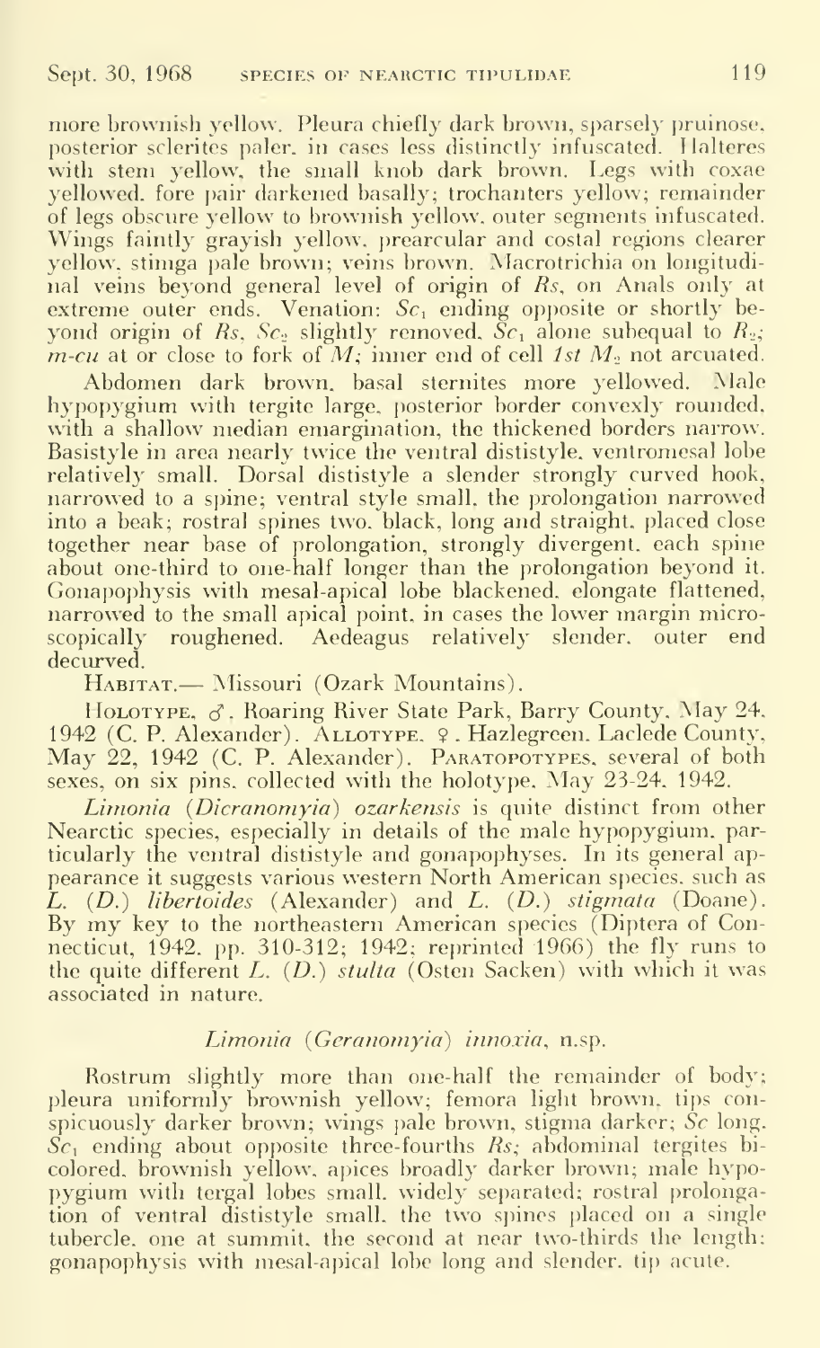more brownish yellow. Pleura chiefly dark brown, sparsely pruinose, posterior sclerites paler, in cases less distinctly infuscated. Halteres with stem yellow, the small knob dark brown. Legs with coxae yellowed, fore pair darkened basally; trochanters yellow; remainder of legs obscure yellow to brownish yellow, outer segments infuscated. Wings faintly grayish yellow, prearcular and costal regions clearer yellow, stimga pale brown; veins brown. Macrotrichia on longitudinal veins beyond general level of origin of *Rs*, on Anals only at extreme outer ends. Venation: $Sc_1$ ending opposite or shortly beyond origin of *Rs*, $Sc_2$ slightly removed, $Sc_1$ alone subequal to $R_2$; *m-cu* at or close to fork of *M*; inner end of cell *1st* $M_2$ not arcuated.

Abdomen dark brown, basal sternites more yellowed. Male hypopygium with tergite large, posterior border convexly rounded, with a shallow median emargination, the thickened borders narrow. Basistyle in area nearly twice the ventral dististyle, ventromesal lobe relatively small. Dorsal dististyle a slender strongly curved hook, narrowed to a spine; ventral style small, the prolongation narrowed into a beak; rostral spines two, black, long and straight, placed close together near base of prolongation, strongly divergent, each spine about one-third to one-half longer than the prolongation beyond it. Gonapophysis with mesal-apical lobe blackened, elongate flattened, narrowed to the small apical point, in cases the lower margin microscopically roughened. Aedeagus relatively slender, outer end decurved.

HABITAT.— Missouri (Ozark Mountains).

HOLOTYPE, ♂, Roaring River State Park, Barry County, May 24, 1942 (C. P. Alexander). ALLOTYPE, ♀, Hazlegreen, Laclede County, May 22, 1942 (C. P. Alexander). PARATOPOTYPES, several of both sexes, on six pins, collected with the holotype, May 23-24, 1942.

*Limonia* (*Dicranomyia*) *ozarkensis* is quite distinct from other Nearctic species, especially in details of the male hypopygium, particularly the ventral dististyle and gonapophyses. In its general appearance it suggests various western North American species, such as *L.* (*D.*) *libertoides* (Alexander) and *L.* (*D.*) *stigmata* (Doane). By my key to the northeastern American species (Diptera of Connecticut, 1942, pp. 310-312; 1942; reprinted 1966) the fly runs to the quite different *L.* (*D.*) *stulta* (Osten Sacken) with which it was associated in nature.

### *Limonia* (*Geranomyia*) *innoxia*, n.sp.

Rostrum slightly more than one-half the remainder of body; pleura uniformly brownish yellow; femora light brown, tips conspicuously darker brown; wings pale brown, stigma darker; *Sc* long, $Sc_1$ ending about opposite three-fourths *Rs*; abdominal tergites bicolored, brownish yellow, apices broadly darker brown; male hypopygium with tergal lobes small, widely separated; rostral prolongation of ventral dististyle small, the two spines placed on a single tubercle, one at summit, the second at near two-thirds the length; gonapophysis with mesal-apical lobe long and slender, tip acute.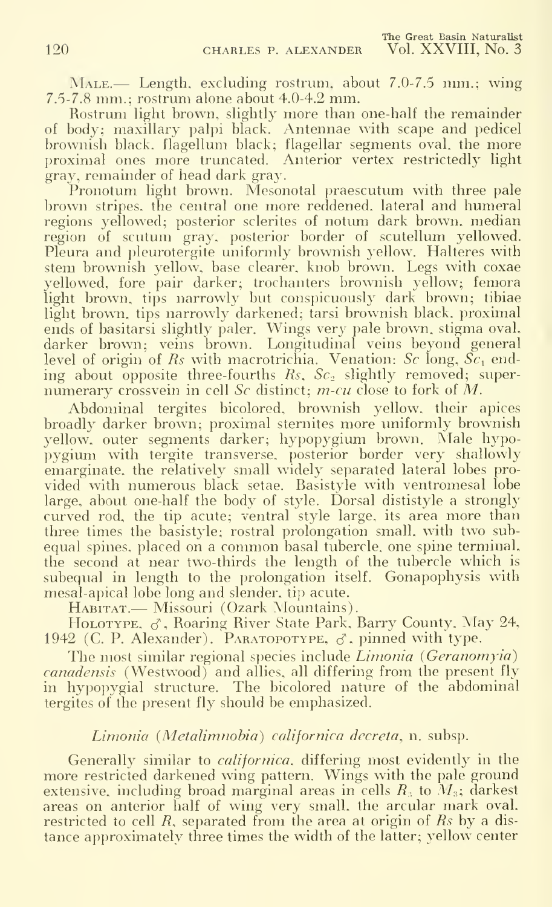Male.— Length, excluding rostrum, about 7.0-7.5 mm.; wing 7.5-7.8 mm.; rostrum alone about 4.0-4.2 mm.

Rostrum light brown, slightly more than one-half the remainder of body; maxillary palpi black. Antennae with scape and pedicel brownish black, flagellum black; flagellar segments oval, the more proximal ones more truncated. Anterior vertex restrictedly light gray, remainder of head dark gray.

Pronotum light brown. Mesonotal praescutum with three pale brown stripes, the central one more reddened, lateral and humeral regions yellowed; posterior sclerites of notum dark brown, median region of scutum gray, posterior border of scutellum yellowed. Pleura and pleurotergite uniformly brownish yellow. Halteres with stem brownish yellow, base clearer, knob brown. Legs with coxae yellowed, fore pair darker; trochanters brownish yellow; femora light brown, tips narrowly but conspicuously dark brown; tibiae light brown, tips narrowly darkened; tarsi brownish black, proximal ends of basitarsi slightly paler. Wings very pale brown, stigma oval, darker brown; veins brown. Longitudinal veins beyond general level of origin of *Rs* with macrotrichia. Venation: *Sc* long, $Sc_1$ ending about opposite three-fourths *Rs*, $Sc_2$ slightly removed; supernumerary crossvein in cell *Sc* distinct; *m-cu* close to fork of *M*.

Abdominal tergites bicolored, brownish yellow, their apices broadly darker brown; proximal sternites more uniformly brownish yellow, outer segments darker; hypopygium brown. Male hypopygium with tergite transverse, posterior border very shallowly emarginate, the relatively small widely separated lateral lobes provided with numerous black setae. Basistyle with ventromesal lobe large, about one-half the body of style. Dorsal dististyle a strongly curved rod, the tip acute; ventral style large, its area more than three times the basistyle; rostral prolongation small, with two subequal spines, placed on a common basal tubercle, one spine terminal, the second at near two-thirds the length of the tubercle which is subequal in length to the prolongation itself. Gonapophysis with mesal-apical lobe long and slender, tip acute.

Habitat.— Missouri (Ozark Mountains).

Holotype, ♂, Roaring River State Park, Barry County, May 24, 1942 (C. P. Alexander). Paratopotype, ♂, pinned with type.

The most similar regional species include *Limonia* (*Geranomyia*) *canadensis* (Westwood) and allies, all differing from the present fly in hypopygial structure. The bicolored nature of the abdominal tergites of the present fly should be emphasized.

### *Limonia* (*Metalimnobia*) *californica decreta*, n. subsp.

Generally similar to *californica*, differing most evidently in the more restricted darkened wing pattern. Wings with the pale ground extensive, including broad marginal areas in cells $R_3$ to $M_3$; darkest areas on anterior half of wing very small, the arcular mark oval, restricted to cell *R*, separated from the area at origin of *Rs* by a distance approximately three times the width of the latter; yellow center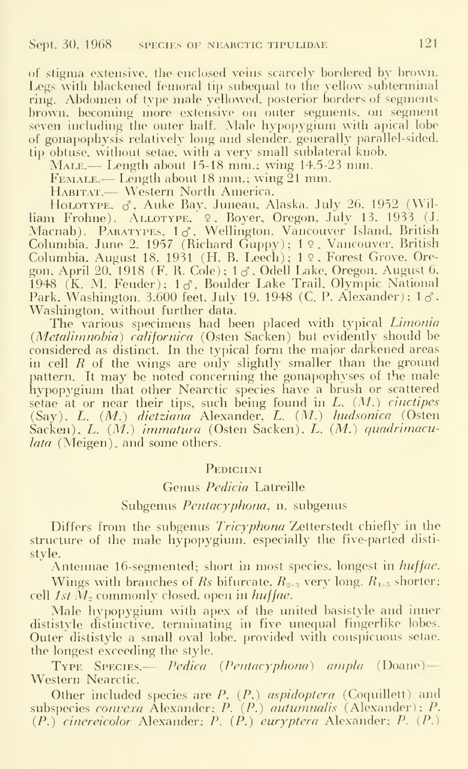of stigma extensive, the enclosed veins scarcely bordered by brown. Legs with blackened femoral tip subequal to the yellow subterminal ring. Abdomen of type male yellowed, posterior borders of segments brown, becoming more extensive on outer segments, on segment seven including the outer half. Male hypopygium with apical lobe of gonapophysis relatively long and slender, generally parallel-sided, tip obtuse, without setae, with a very small sublateral knob.

MALE.— Length about 15-18 mm.; wing 14.5-23 mm.

FEMALE.— Length about 18 mm.; wing 21 mm.

HABITAT.— Western North America.

HOLOTYPE, ♂, Auke Bay, Juneau, Alaska, July 26, 1952 (William Frohne). ALLOTYPE, ♀, Boyer, Oregon, July 13, 1933 (J. Macnab). PARATYPES, 1♂, Wellington, Vancouver Island, British Columbia, June 2, 1957 (Richard Guppy); 1♀, Vancouver, British Columbia, August 18, 1931 (H. B. Leech); 1♀, Forest Grove, Oregon, April 20, 1918 (F. R. Cole); 1♂, Odell Lake, Oregon, August 6, 1948 (K. M. Fender); 1♂, Boulder Lake Trail, Olympic National Park, Washington, 3,600 feet, July 19, 1948 (C. P. Alexander); 1♂, Washington, without further data.

The various specimens had been placed with typical *Limonia* (*Metalimnobia*) *californica* (Osten Sacken) but evidently should be considered as distinct. In the typical form the major darkened areas in cell *R* of the wings are only slightly smaller than the ground pattern. It may be noted concerning the gonapophyses of the male hypopygium that other Nearctic species have a brush or scattered setae at or near their tips, such being found in *L.* (*M.*) *cinctipes* (Say), *L.* (*M.*) *dietziana* Alexander, *L.* (*M.*) *hudsonica* (Osten Sacken), *L.* (*M.*) *immatura* (Osten Sacken), *L.* (*M.*) *quadrimaculata* (Meigen), and some others.

## PEDICIINI

### Genus *Pedicia* Latreille

### Subgenus *Pentacyphona*, n. subgenus

Differs from the subgenus *Tricyphona* Zetterstedt chiefly in the structure of the male hypopygium, especially the five-parted dististyle.

Antennae 16-segmented; short in most species, longest in *huffae*.

Wings with branches of *Rs* bifurcate, $R_{2+3}$ very long, $R_{4+5}$ shorter; cell *1st* $M_2$ commonly closed, open in *huffae*.

Male hypopygium with apex of the united basistyle and inner dististyle distinctive, terminating in five unequal fingerlike lobes. Outer dististyle a small oval lobe, provided with conspicuous setae, the longest exceeding the style.

TYPE SPECIES.— *Pedica* (*Pentacyphona*) *ampla* (Doane)— Western Nearctic.

Other included species are *P.* (*P.*) *aspidoptera* (Coquillett) and subspecies *convexa* Alexander; *P.* (*P.*) *autumnalis* (Alexander); *P.* (*P.*) *cinereicolor* Alexander; *P.* (*P.*) *euryptera* Alexander; *P.* (*P.*)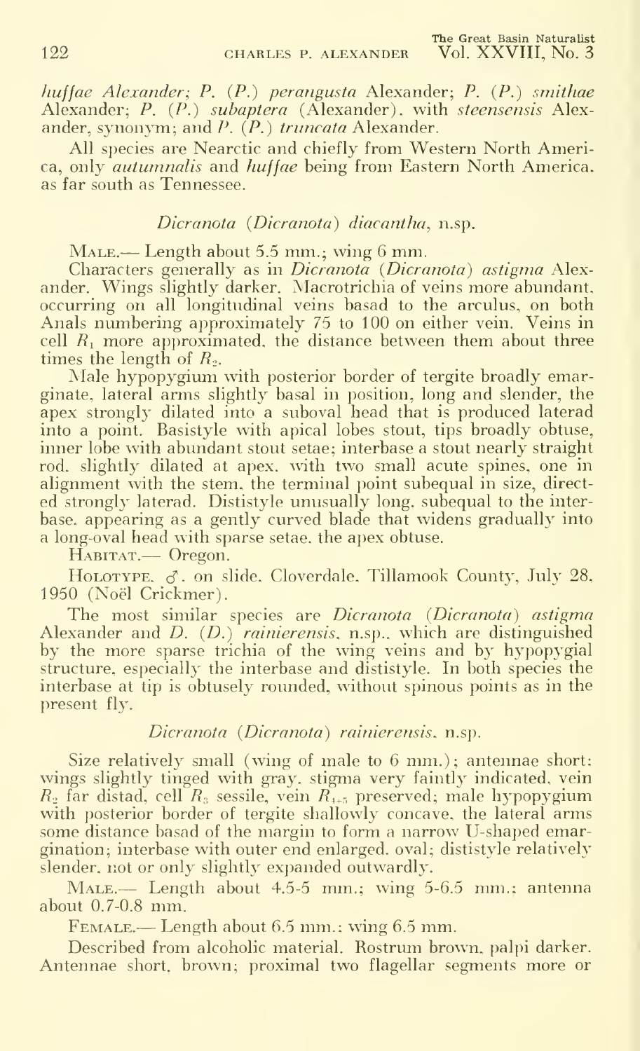*huffae* Alexander; *P.* (*P.*) *perangusta* Alexander; *P.* (*P.*) *smithae* Alexander; *P.* (*P.*) *subaptera* (Alexander), with *steensensis* Alexander, synonym; and *P.* (*P.*) *truncata* Alexander.

All species are Nearctic and chiefly from Western North America, only *autumnalis* and *huffae* being from Eastern North America, as far south as Tennessee.

### *Dicranota* (*Dicranota*) *diacantha*, n.sp.

MALE.— Length about 5.5 mm.; wing 6 mm.

Characters generally as in *Dicranota* (*Dicranota*) *astigma* Alexander. Wings slightly darker. Macrotrichia of veins more abundant, occurring on all longitudinal veins basad to the arculus, on both Anals numbering approximately 75 to 100 on either vein. Veins in cell $R_1$ more approximated, the distance between them about three times the length of $R_2$.

Male hypopygium with posterior border of tergite broadly emarginate, lateral arms slightly basal in position, long and slender, the apex strongly dilated into a suboval head that is produced laterad into a point. Basistyle with apical lobes stout, tips broadly obtuse, inner lobe with abundant stout setae; interbase a stout nearly straight rod, slightly dilated at apex, with two small acute spines, one in alignment with the stem, the terminal point subequal in size, directed strongly laterad. Dististyle unusually long, subequal to the interbase, appearing as a gently curved blade that widens gradually into a long-oval head with sparse setae, the apex obtuse.

HABITAT.— Oregon.

HOLOTYPE, ♂, on slide, Cloverdale, Tillamook County, July 28, 1950 (Noël Crickmer).

The most similar species are *Dicranota* (*Dicranota*) *astigma* Alexander and *D.* (*D.*) *rainierensis*, n.sp., which are distinguished by the more sparse trichia of the wing veins and by hypopygial structure, especially the interbase and dististyle. In both species the interbase at tip is obtusely rounded, without spinous points as in the present fly.

### *Dicranota* (*Dicranota*) *rainierensis*, n.sp.

Size relatively small (wing of male to 6 mm.); antennae short; wings slightly tinged with gray, stigma very faintly indicated, vein $R_2$ far distad, cell $R_3$ sessile, vein $R_{4+5}$ preserved; male hypopygium with posterior border of tergite shallowly concave, the lateral arms some distance basad of the margin to form a narrow U-shaped emargination; interbase with outer end enlarged, oval; dististyle relatively slender, not or only slightly expanded outwardly.

MALE.— Length about 4.5-5 mm.; wing 5-6.5 mm.; antenna about 0.7-0.8 mm.

FEMALE.— Length about 6.5 mm.; wing 6.5 mm.

Described from alcoholic material. Rostrum brown, palpi darker. Antennae short, brown; proximal two flagellar segments more or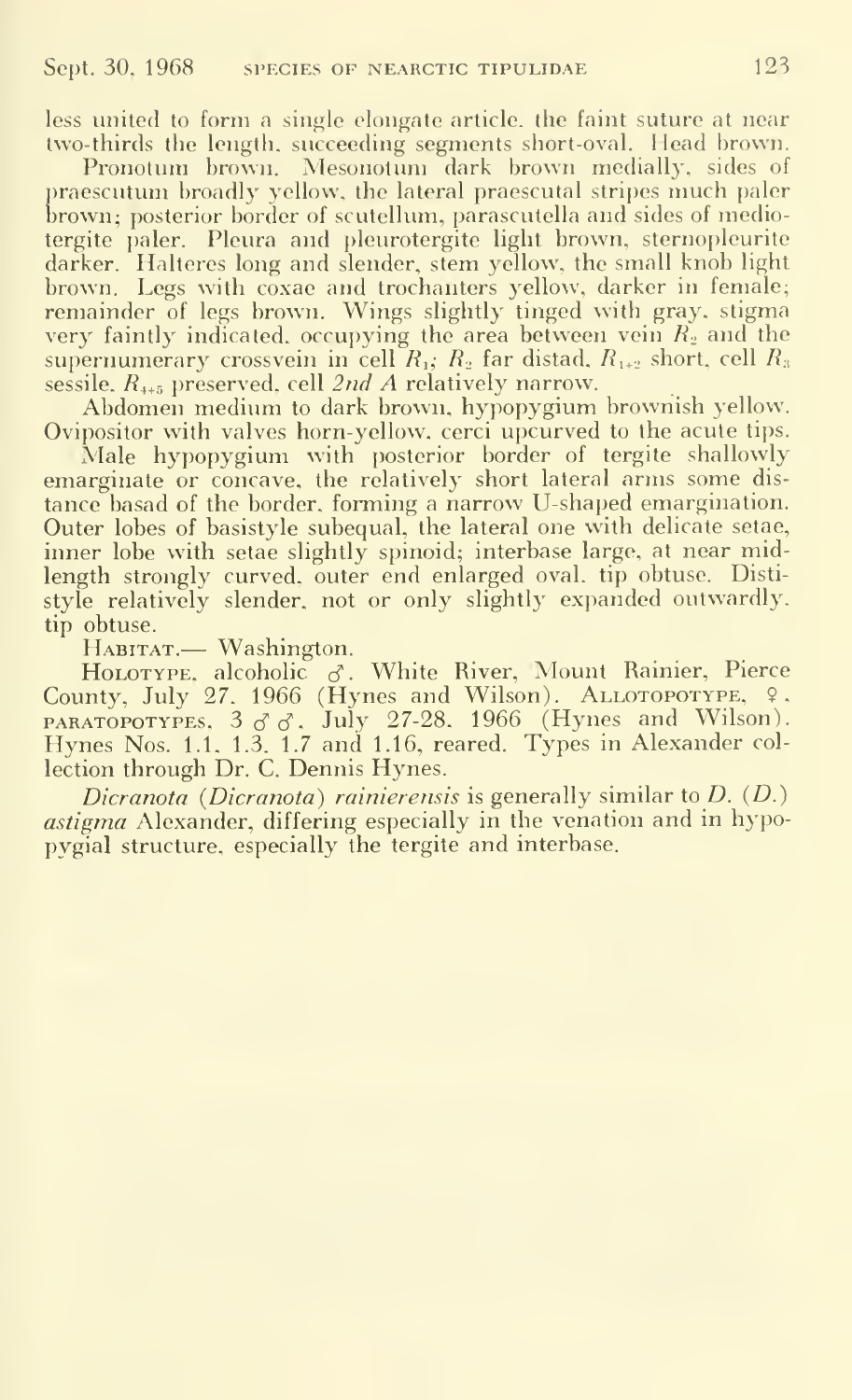less united to form a single elongate article, the faint suture at near two-thirds the length, succeeding segments short-oval. Head brown.

Pronotum brown. Mesonotum dark brown medially, sides of praescutum broadly yellow, the lateral praescutal stripes much paler brown; posterior border of scutellum, parascutella and sides of mediotergite paler. Pleura and pleurotergite light brown, sternopleurite darker. Halteres long and slender, stem yellow, the small knob light brown. Legs with coxae and trochanters yellow, darker in female; remainder of legs brown. Wings slightly tinged with gray, stigma very faintly indicated, occupying the area between vein $R_2$ and the supernumerary crossvein in cell $R_1$; $R_2$ far distad, $R_{1+2}$ short, cell $R_3$ sessile, $R_{4+5}$ preserved, cell *2nd A* relatively narrow.

Abdomen medium to dark brown, hypopygium brownish yellow. Ovipositor with valves horn-yellow, cerci upcurved to the acute tips.

Male hypopygium with posterior border of tergite shallowly emarginate or concave, the relatively short lateral arms some distance basad of the border, forming a narrow U-shaped emargination. Outer lobes of basistyle subequal, the lateral one with delicate setae, inner lobe with setae slightly spinoid; interbase large, at near midlength strongly curved, outer end enlarged oval, tip obtuse. Dististyle relatively slender, not or only slightly expanded outwardly, tip obtuse.

HABITAT.— Washington.

HOLOTYPE, alcoholic ♂, White River, Mount Rainier, Pierce County, July 27, 1966 (Hynes and Wilson). ALLOTOPOTYPE, ♀, PARATOPOTYPES, 3 ♂♂, July 27-28, 1966 (Hynes and Wilson). Hynes Nos. 1.1, 1.3, 1.7 and 1.16, reared. Types in Alexander collection through Dr. C. Dennis Hynes.

*Dicranota* (*Dicranota*) *rainierensis* is generally similar to *D.* (*D.*) *astigma* Alexander, differing especially in the venation and in hypopygial structure, especially the tergite and interbase.